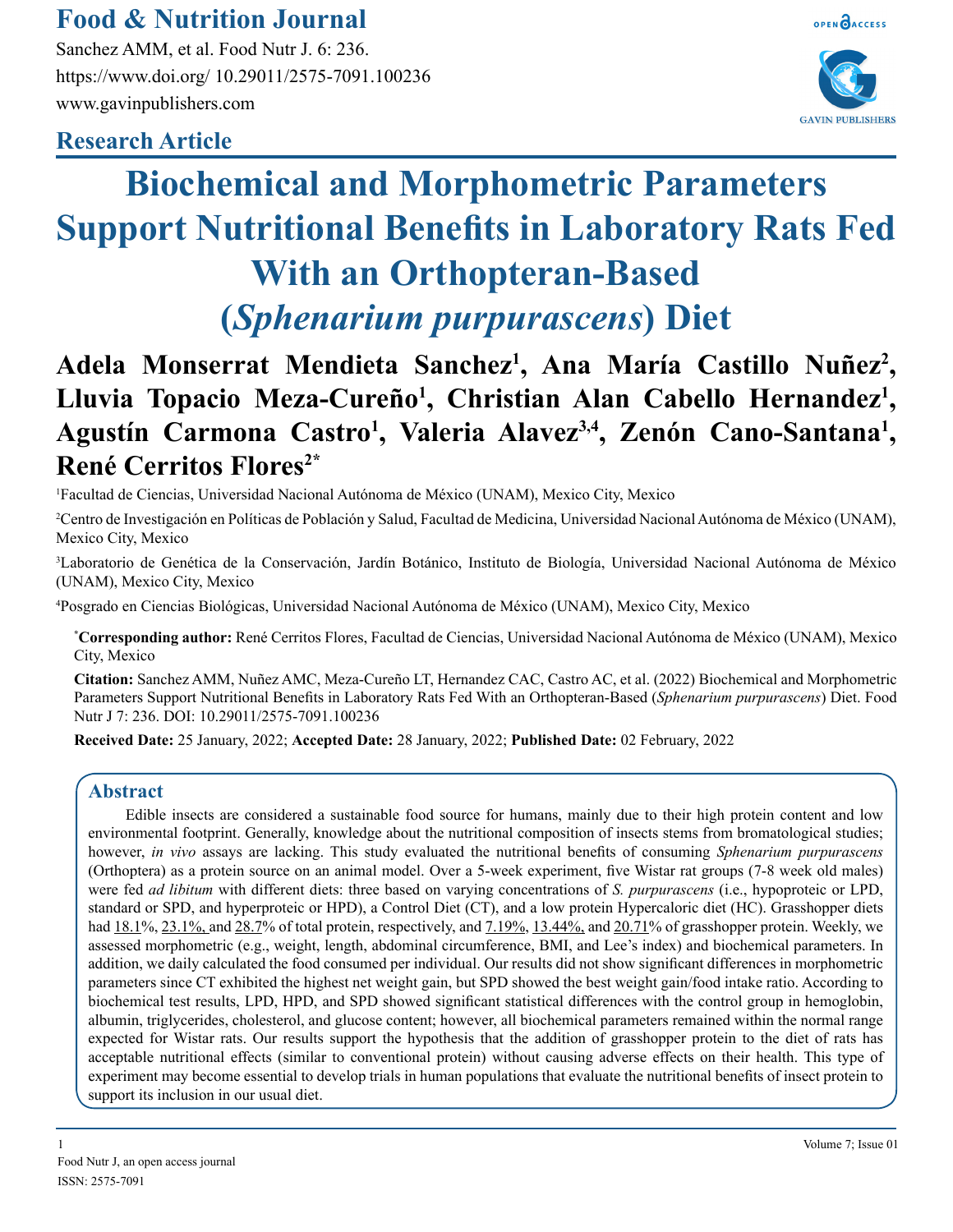## Research Article

# Biochemical and Morphometric Parameters Support Nutritional Benefits in Laboratory Rats Fed With an Orthopteran-Based (*Sphenarium purpurascens*) Diet

**Adela Monserrat Mendieta Sanchez[1], Ana María Castillo Nuñez[2], Lluvia Topacio Meza-Cureño[1], Christian Alan Cabello Hernandez[1], Agustín Carmona Castro[1], Valeria Alavez[3,4], Zenón Cano-Santana[1], René Cerritos Flores[2*]**

[1]Facultad de Ciencias, Universidad Nacional Autónoma de México (UNAM), Mexico City, Mexico

[2]Centro de Investigación en Políticas de Población y Salud, Facultad de Medicina, Universidad Nacional Autónoma de México (UNAM), Mexico City, Mexico

[3]Laboratorio de Genética de la Conservación, Jardín Botánico, Instituto de Biología, Universidad Nacional Autónoma de México (UNAM), Mexico City, Mexico

[4]Posgrado en Ciencias Biológicas, Universidad Nacional Autónoma de México (UNAM), Mexico City, Mexico

**\*Corresponding author:** René Cerritos Flores, Facultad de Ciencias, Universidad Nacional Autónoma de México (UNAM), Mexico City, Mexico

**Citation:** Sanchez AMM, Nuñez AMC, Meza-Cureño LT, Hernandez CAC, Castro AC, et al. (2022) Biochemical and Morphometric Parameters Support Nutritional Benefits in Laboratory Rats Fed With an Orthopteran-Based (*Sphenarium purpurascens*) Diet. Food Nutr J 7: 236. DOI: 10.29011/2575-7091.100236

**Received Date:** 25 January, 2022; **Accepted Date:** 28 January, 2022; **Published Date:** 02 February, 2022

## Abstract

Edible insects are considered a sustainable food source for humans, mainly due to their high protein content and low environmental footprint. Generally, knowledge about the nutritional composition of insects stems from bromatological studies; however, *in vivo* assays are lacking. This study evaluated the nutritional benefits of consuming *Sphenarium purpurascens* (Orthoptera) as a protein source on an animal model. Over a 5-week experiment, five Wistar rat groups (7-8 week old males) were fed *ad libitum* with different diets: three based on varying concentrations of *S. purpurascens* (i.e., hypoproteic or LPD, standard or SPD, and hyperproteic or HPD), a Control Diet (CT), and a low protein Hypercaloric diet (HC). Grasshopper diets had 18.1%, 23.1%, and 28.7% of total protein, respectively, and 7.19%, 13.44%, and 20.71% of grasshopper protein. Weekly, we assessed morphometric (e.g., weight, length, abdominal circumference, BMI, and Lee's index) and biochemical parameters. In addition, we daily calculated the food consumed per individual. Our results did not show significant differences in morphometric parameters since CT exhibited the highest net weight gain, but SPD showed the best weight gain/food intake ratio. According to biochemical test results, LPD, HPD, and SPD showed significant statistical differences with the control group in hemoglobin, albumin, triglycerides, cholesterol, and glucose content; however, all biochemical parameters remained within the normal range expected for Wistar rats. Our results support the hypothesis that the addition of grasshopper protein to the diet of rats has acceptable nutritional effects (similar to conventional protein) without causing adverse effects on their health. This type of experiment may become essential to develop trials in human populations that evaluate the nutritional benefits of insect protein to support its inclusion in our usual diet.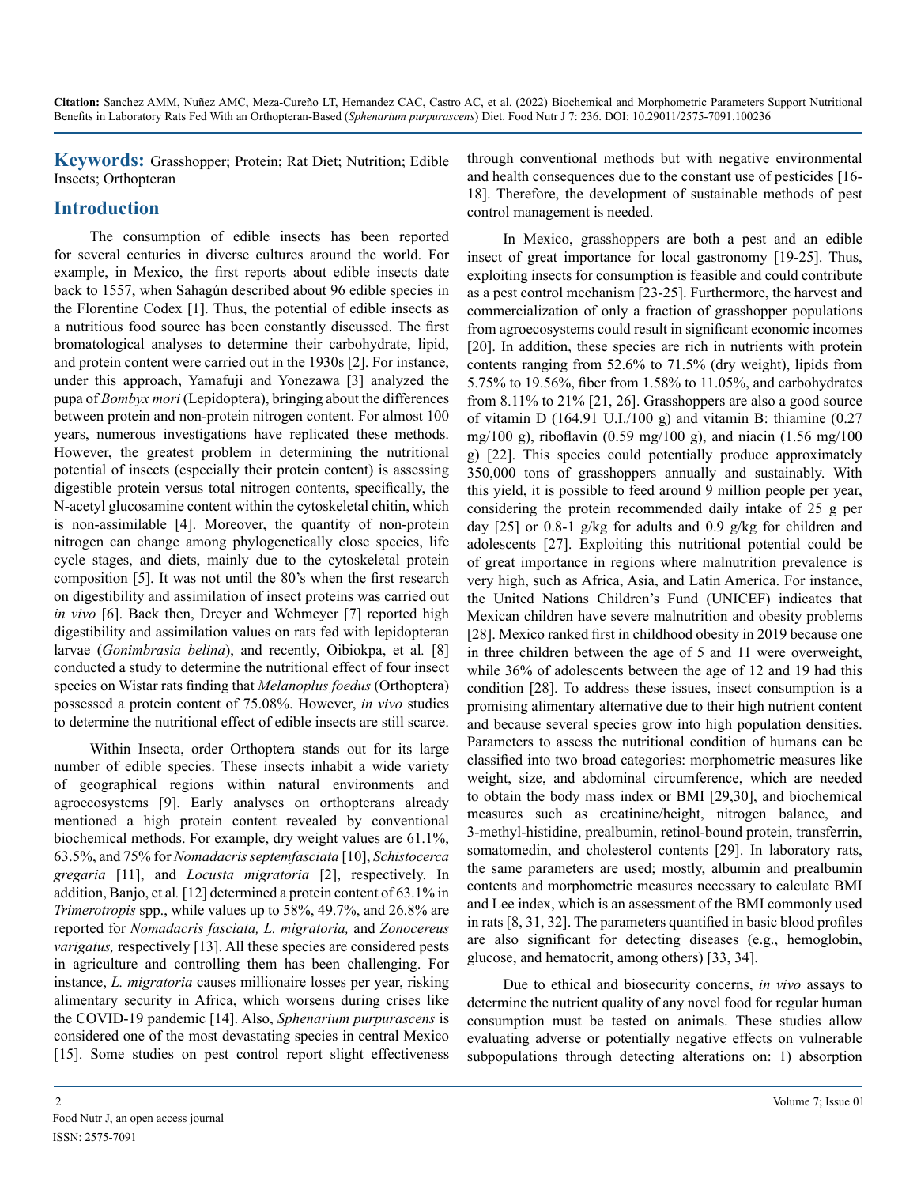**Keywords:** Grasshopper; Protein; Rat Diet; Nutrition; Edible Insects; Orthopteran

## Introduction

The consumption of edible insects has been reported for several centuries in diverse cultures around the world. For example, in Mexico, the first reports about edible insects date back to 1557, when Sahagún described about 96 edible species in the Florentine Codex [1]. Thus, the potential of edible insects as a nutritious food source has been constantly discussed. The first bromatological analyses to determine their carbohydrate, lipid, and protein content were carried out in the 1930s [2]. For instance, under this approach, Yamafuji and Yonezawa [3] analyzed the pupa of *Bombyx mori* (Lepidoptera), bringing about the differences between protein and non-protein nitrogen content. For almost 100 years, numerous investigations have replicated these methods. However, the greatest problem in determining the nutritional potential of insects (especially their protein content) is assessing digestible protein versus total nitrogen contents, specifically, the N-acetyl glucosamine content within the cytoskeletal chitin, which is non-assimilable [4]. Moreover, the quantity of non-protein nitrogen can change among phylogenetically close species, life cycle stages, and diets, mainly due to the cytoskeletal protein composition [5]. It was not until the 80's when the first research on digestibility and assimilation of insect proteins was carried out *in vivo* [6]. Back then, Dreyer and Wehmeyer [7] reported high digestibility and assimilation values on rats fed with lepidopteran larvae (*Gonimbrasia belina*), and recently, Oibiokpa, et al*.* [8] conducted a study to determine the nutritional effect of four insect species on Wistar rats finding that *Melanoplus foedus* (Orthoptera) possessed a protein content of 75.08%. However, *in vivo* studies to determine the nutritional effect of edible insects are still scarce.

Within Insecta, order Orthoptera stands out for its large number of edible species. These insects inhabit a wide variety of geographical regions within natural environments and agroecosystems [9]. Early analyses on orthopterans already mentioned a high protein content revealed by conventional biochemical methods. For example, dry weight values are 61.1%, 63.5%, and 75% for *Nomadacris septemfasciata* [10], *Schistocerca gregaria* [11], and *Locusta migratoria* [2], respectively. In addition, Banjo, et al*.* [12] determined a protein content of 63.1% in *Trimerotropis* spp., while values up to 58%, 49.7%, and 26.8% are reported for *Nomadacris fasciata, L. migratoria,* and *Zonocereus varigatus,* respectively [13]. All these species are considered pests in agriculture and controlling them has been challenging. For instance, *L. migratoria* causes millionaire losses per year, risking alimentary security in Africa, which worsens during crises like the COVID-19 pandemic [14]. Also, *Sphenarium purpurascens* is considered one of the most devastating species in central Mexico [15]. Some studies on pest control report slight effectiveness through conventional methods but with negative environmental and health consequences due to the constant use of pesticides [16-18]. Therefore, the development of sustainable methods of pest control management is needed.

In Mexico, grasshoppers are both a pest and an edible insect of great importance for local gastronomy [19-25]. Thus, exploiting insects for consumption is feasible and could contribute as a pest control mechanism [23-25]. Furthermore, the harvest and commercialization of only a fraction of grasshopper populations from agroecosystems could result in significant economic incomes [20]. In addition, these species are rich in nutrients with protein contents ranging from 52.6% to 71.5% (dry weight), lipids from 5.75% to 19.56%, fiber from 1.58% to 11.05%, and carbohydrates from 8.11% to 21% [21, 26]. Grasshoppers are also a good source of vitamin D (164.91 U.I./100 g) and vitamin B: thiamine (0.27 mg/100 g), riboflavin (0.59 mg/100 g), and niacin (1.56 mg/100 g) [22]. This species could potentially produce approximately 350,000 tons of grasshoppers annually and sustainably. With this yield, it is possible to feed around 9 million people per year, considering the protein recommended daily intake of 25 g per day [25] or 0.8-1 g/kg for adults and 0.9 g/kg for children and adolescents [27]. Exploiting this nutritional potential could be of great importance in regions where malnutrition prevalence is very high, such as Africa, Asia, and Latin America. For instance, the United Nations Children's Fund (UNICEF) indicates that Mexican children have severe malnutrition and obesity problems [28]. Mexico ranked first in childhood obesity in 2019 because one in three children between the age of 5 and 11 were overweight, while 36% of adolescents between the age of 12 and 19 had this condition [28]. To address these issues, insect consumption is a promising alimentary alternative due to their high nutrient content and because several species grow into high population densities. Parameters to assess the nutritional condition of humans can be classified into two broad categories: morphometric measures like weight, size, and abdominal circumference, which are needed to obtain the body mass index or BMI [29,30], and biochemical measures such as creatinine/height, nitrogen balance, and 3-methyl-histidine, prealbumin, retinol-bound protein, transferrin, somatomedin, and cholesterol contents [29]. In laboratory rats, the same parameters are used; mostly, albumin and prealbumin contents and morphometric measures necessary to calculate BMI and Lee index, which is an assessment of the BMI commonly used in rats [8, 31, 32]. The parameters quantified in basic blood profiles are also significant for detecting diseases (e.g., hemoglobin, glucose, and hematocrit, among others) [33, 34].

Due to ethical and biosecurity concerns, *in vivo* assays to determine the nutrient quality of any novel food for regular human consumption must be tested on animals. These studies allow evaluating adverse or potentially negative effects on vulnerable subpopulations through detecting alterations on: 1) absorption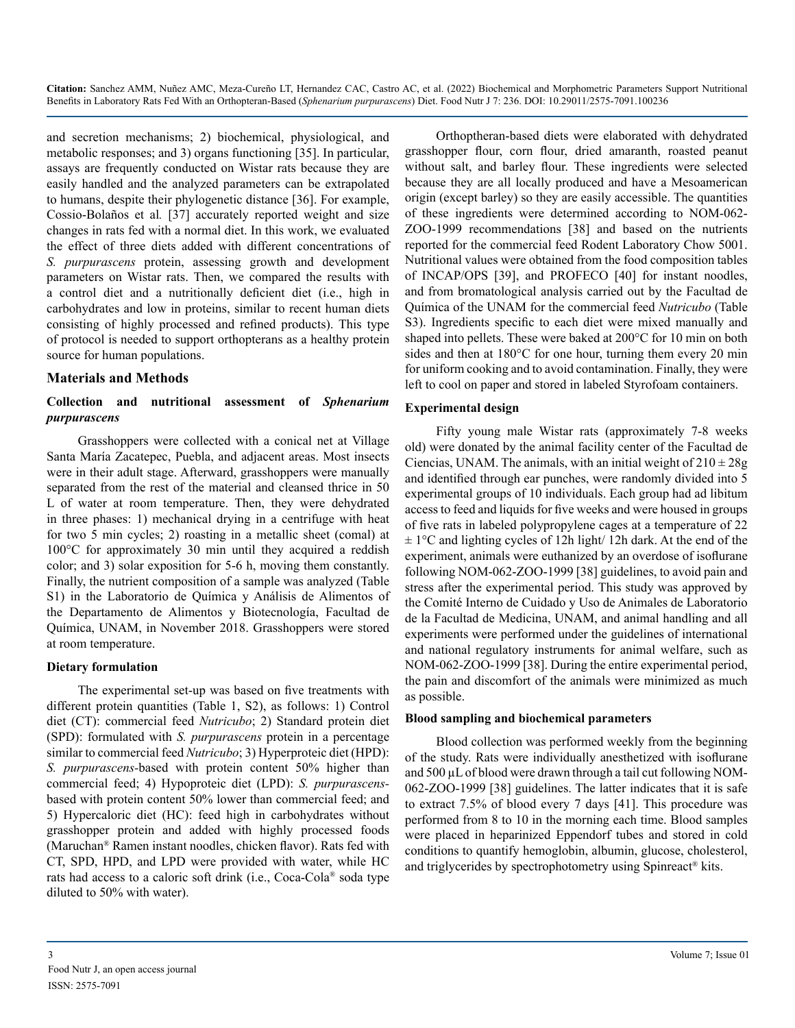and secretion mechanisms; 2) biochemical, physiological, and metabolic responses; and 3) organs functioning [35]. In particular, assays are frequently conducted on Wistar rats because they are easily handled and the analyzed parameters can be extrapolated to humans, despite their phylogenetic distance [36]. For example, Cossio-Bolaños et al. [37] accurately reported weight and size changes in rats fed with a normal diet. In this work, we evaluated the effect of three diets added with different concentrations of *S. purpurascens* protein, assessing growth and development parameters on Wistar rats. Then, we compared the results with a control diet and a nutritionally deficient diet (i.e., high in carbohydrates and low in proteins, similar to recent human diets consisting of highly processed and refined products). This type of protocol is needed to support orthopterans as a healthy protein source for human populations.

## Materials and Methods

### Collection and nutritional assessment of *Sphenarium purpurascens*

Grasshoppers were collected with a conical net at Village Santa María Zacatepec, Puebla, and adjacent areas. Most insects were in their adult stage. Afterward, grasshoppers were manually separated from the rest of the material and cleansed thrice in 50 L of water at room temperature. Then, they were dehydrated in three phases: 1) mechanical drying in a centrifuge with heat for two 5 min cycles; 2) roasting in a metallic sheet (comal) at 100°C for approximately 30 min until they acquired a reddish color; and 3) solar exposition for 5-6 h, moving them constantly. Finally, the nutrient composition of a sample was analyzed (Table S1) in the Laboratorio de Química y Análisis de Alimentos of the Departamento de Alimentos y Biotecnología, Facultad de Química, UNAM, in November 2018. Grasshoppers were stored at room temperature.

### Dietary formulation

The experimental set-up was based on five treatments with different protein quantities (Table 1, S2), as follows: 1) Control diet (CT): commercial feed *Nutricubo*; 2) Standard protein diet (SPD): formulated with *S. purpurascens* protein in a percentage similar to commercial feed *Nutricubo*; 3) Hyperproteic diet (HPD): *S. purpurascens*-based with protein content 50% higher than commercial feed; 4) Hypoproteic diet (LPD): *S. purpurascens*-based with protein content 50% lower than commercial feed; and 5) Hypercaloric diet (HC): feed high in carbohydrates without grasshopper protein and added with highly processed foods (Maruchan® Ramen instant noodles, chicken flavor). Rats fed with CT, SPD, HPD, and LPD were provided with water, while HC rats had access to a caloric soft drink (i.e., Coca-Cola® soda type diluted to 50% with water).

Orthopteran-based diets were elaborated with dehydrated grasshopper flour, corn flour, dried amaranth, roasted peanut without salt, and barley flour. These ingredients were selected because they are all locally produced and have a Mesoamerican origin (except barley) so they are easily accessible. The quantities of these ingredients were determined according to NOM-062-ZOO-1999 recommendations [38] and based on the nutrients reported for the commercial feed Rodent Laboratory Chow 5001. Nutritional values were obtained from the food composition tables of INCAP/OPS [39], and PROFECO [40] for instant noodles, and from bromatological analysis carried out by the Facultad de Química of the UNAM for the commercial feed *Nutricubo* (Table S3). Ingredients specific to each diet were mixed manually and shaped into pellets. These were baked at 200°C for 10 min on both sides and then at 180°C for one hour, turning them every 20 min for uniform cooking and to avoid contamination. Finally, they were left to cool on paper and stored in labeled Styrofoam containers.

### Experimental design

Fifty young male Wistar rats (approximately 7-8 weeks old) were donated by the animal facility center of the Facultad de Ciencias, UNAM. The animals, with an initial weight of $210 \pm 28$g and identified through ear punches, were randomly divided into 5 experimental groups of 10 individuals. Each group had ad libitum access to feed and liquids for five weeks and were housed in groups of five rats in labeled polypropylene cages at a temperature of $22 \pm 1$°C and lighting cycles of 12h light/ 12h dark. At the end of the experiment, animals were euthanized by an overdose of isoflurane following NOM-062-ZOO-1999 [38] guidelines, to avoid pain and stress after the experimental period. This study was approved by the Comité Interno de Cuidado y Uso de Animales de Laboratorio de la Facultad de Medicina, UNAM, and animal handling and all experiments were performed under the guidelines of international and national regulatory instruments for animal welfare, such as NOM-062-ZOO-1999 [38]. During the entire experimental period, the pain and discomfort of the animals were minimized as much as possible.

### Blood sampling and biochemical parameters

Blood collection was performed weekly from the beginning of the study. Rats were individually anesthetized with isoflurane and 500 µL of blood were drawn through a tail cut following NOM-062-ZOO-1999 [38] guidelines. The latter indicates that it is safe to extract 7.5% of blood every 7 days [41]. This procedure was performed from 8 to 10 in the morning each time. Blood samples were placed in heparinized Eppendorf tubes and stored in cold conditions to quantify hemoglobin, albumin, glucose, cholesterol, and triglycerides by spectrophotometry using Spinreact® kits.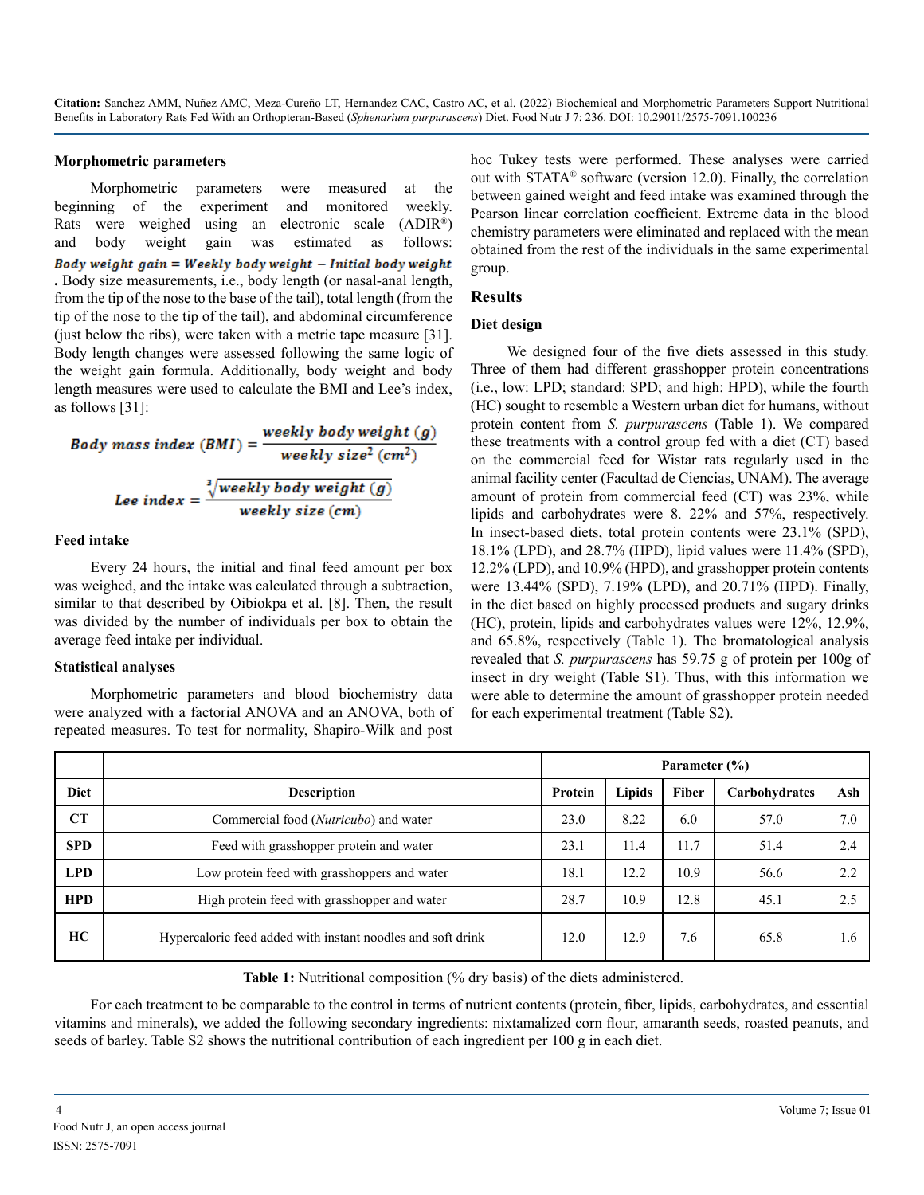### Morphometric parameters

Morphometric parameters were measured at the beginning of the experiment and monitored weekly. Rats were weighed using an electronic scale (ADIR®) and body weight gain was estimated as follows: $\textit{Body weight gain} = \textit{Weekly body weight} - \textit{Initial body weight}$. Body size measurements, i.e., body length (or nasal-anal length, from the tip of the nose to the base of the tail), total length (from the tip of the nose to the tip of the tail), and abdominal circumference (just below the ribs), were taken with a metric tape measure [31]. Body length changes were assessed following the same logic of the weight gain formula. Additionally, body weight and body length measures were used to calculate the BMI and Lee's index, as follows [31]:

$$\textit{Body mass index (BMI)} = \frac{\textit{weekly body weight (g)}}{\textit{weekly size}^2\ (cm^2)}$$

$$\textit{Lee index} = \frac{\sqrt[3]{\textit{weekly body weight (g)}}}{\textit{weekly size (cm)}}$$

### Feed intake

Every 24 hours, the initial and final feed amount per box was weighed, and the intake was calculated through a subtraction, similar to that described by Oibiokpa et al. [8]. Then, the result was divided by the number of individuals per box to obtain the average feed intake per individual.

### Statistical analyses

Morphometric parameters and blood biochemistry data were analyzed with a factorial ANOVA and an ANOVA, both of repeated measures. To test for normality, Shapiro-Wilk and post hoc Tukey tests were performed. These analyses were carried out with STATA® software (version 12.0). Finally, the correlation between gained weight and feed intake was examined through the Pearson linear correlation coefficient. Extreme data in the blood chemistry parameters were eliminated and replaced with the mean obtained from the rest of the individuals in the same experimental group.

## Results

### Diet design

We designed four of the five diets assessed in this study. Three of them had different grasshopper protein concentrations (i.e., low: LPD; standard: SPD; and high: HPD), while the fourth (HC) sought to resemble a Western urban diet for humans, without protein content from *S. purpurascens* (Table 1). We compared these treatments with a control group fed with a diet (CT) based on the commercial feed for Wistar rats regularly used in the animal facility center (Facultad de Ciencias, UNAM). The average amount of protein from commercial feed (CT) was 23%, while lipids and carbohydrates were 8. 22% and 57%, respectively. In insect-based diets, total protein contents were 23.1% (SPD), 18.1% (LPD), and 28.7% (HPD), lipid values were 11.4% (SPD), 12.2% (LPD), and 10.9% (HPD), and grasshopper protein contents were 13.44% (SPD), 7.19% (LPD), and 20.71% (HPD). Finally, in the diet based on highly processed products and sugary drinks (HC), protein, lipids and carbohydrates values were 12%, 12.9%, and 65.8%, respectively (Table 1). The bromatological analysis revealed that *S. purpurascens* has 59.75 g of protein per 100g of insect in dry weight (Table S1). Thus, with this information we were able to determine the amount of grasshopper protein needed for each experimental treatment (Table S2).

| | | Parameter (%) | | | | |
|---|---|---|---|---|---|---|
| **Diet** | **Description** | **Protein** | **Lipids** | **Fiber** | **Carbohydrates** | **Ash** |
| **CT** | Commercial food (*Nutricubo*) and water | 23.0 | 8.22 | 6.0 | 57.0 | 7.0 |
| **SPD** | Feed with grasshopper protein and water | 23.1 | 11.4 | 11.7 | 51.4 | 2.4 |
| **LPD** | Low protein feed with grasshoppers and water | 18.1 | 12.2 | 10.9 | 56.6 | 2.2 |
| **HPD** | High protein feed with grasshopper and water | 28.7 | 10.9 | 12.8 | 45.1 | 2.5 |
| **HC** | Hypercaloric feed added with instant noodles and soft drink | 12.0 | 12.9 | 7.6 | 65.8 | 1.6 |

**Table 1:** Nutritional composition (% dry basis) of the diets administered.

For each treatment to be comparable to the control in terms of nutrient contents (protein, fiber, lipids, carbohydrates, and essential vitamins and minerals), we added the following secondary ingredients: nixtamalized corn flour, amaranth seeds, roasted peanuts, and seeds of barley. Table S2 shows the nutritional contribution of each ingredient per 100 g in each diet.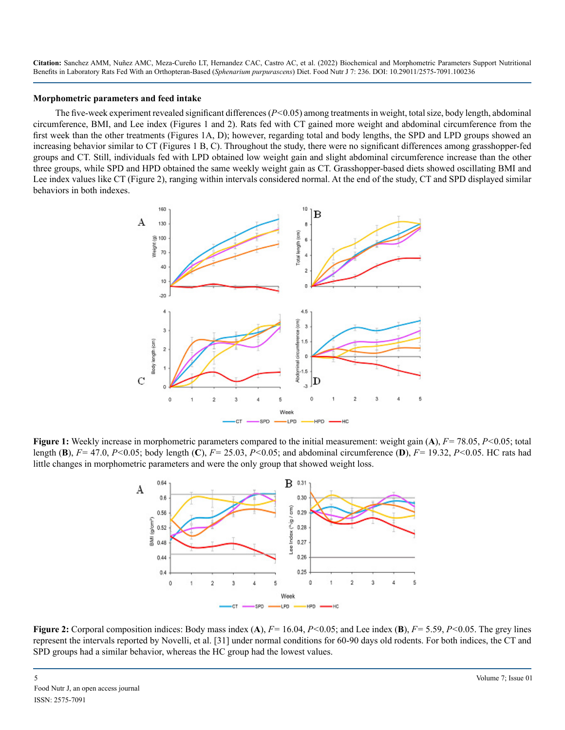### Morphometric parameters and feed intake

The five-week experiment revealed significant differences ($P<0.05$) among treatments in weight, total size, body length, abdominal circumference, BMI, and Lee index (Figures 1 and 2). Rats fed with CT gained more weight and abdominal circumference from the first week than the other treatments (Figures 1A, D); however, regarding total and body lengths, the SPD and LPD groups showed an increasing behavior similar to CT (Figures 1 B, C). Throughout the study, there were no significant differences among grasshopper-fed groups and CT. Still, individuals fed with LPD obtained low weight gain and slight abdominal circumference increase than the other three groups, while SPD and HPD obtained the same weekly weight gain as CT. Grasshopper-based diets showed oscillating BMI and Lee index values like CT (Figure 2), ranging within intervals considered normal. At the end of the study, CT and SPD displayed similar behaviors in both indexes.

**Figure 1:** Weekly increase in morphometric parameters compared to the initial measurement: weight gain (**A**), $F= 78.05$, $P<0.05$; total length (**B**), $F= 47.0$, $P<0.05$; body length (**C**), $F= 25.03$, $P<0.05$; and abdominal circumference (**D**), $F= 19.32$, $P<0.05$. HC rats had little changes in morphometric parameters and were the only group that showed weight loss.

**Figure 2:** Corporal composition indices: Body mass index (**A**), $F= 16.04$, $P<0.05$; and Lee index (**B**), $F= 5.59$, $P<0.05$. The grey lines represent the intervals reported by Novelli, et al. [31] under normal conditions for 60-90 days old rodents. For both indices, the CT and SPD groups had a similar behavior, whereas the HC group had the lowest values.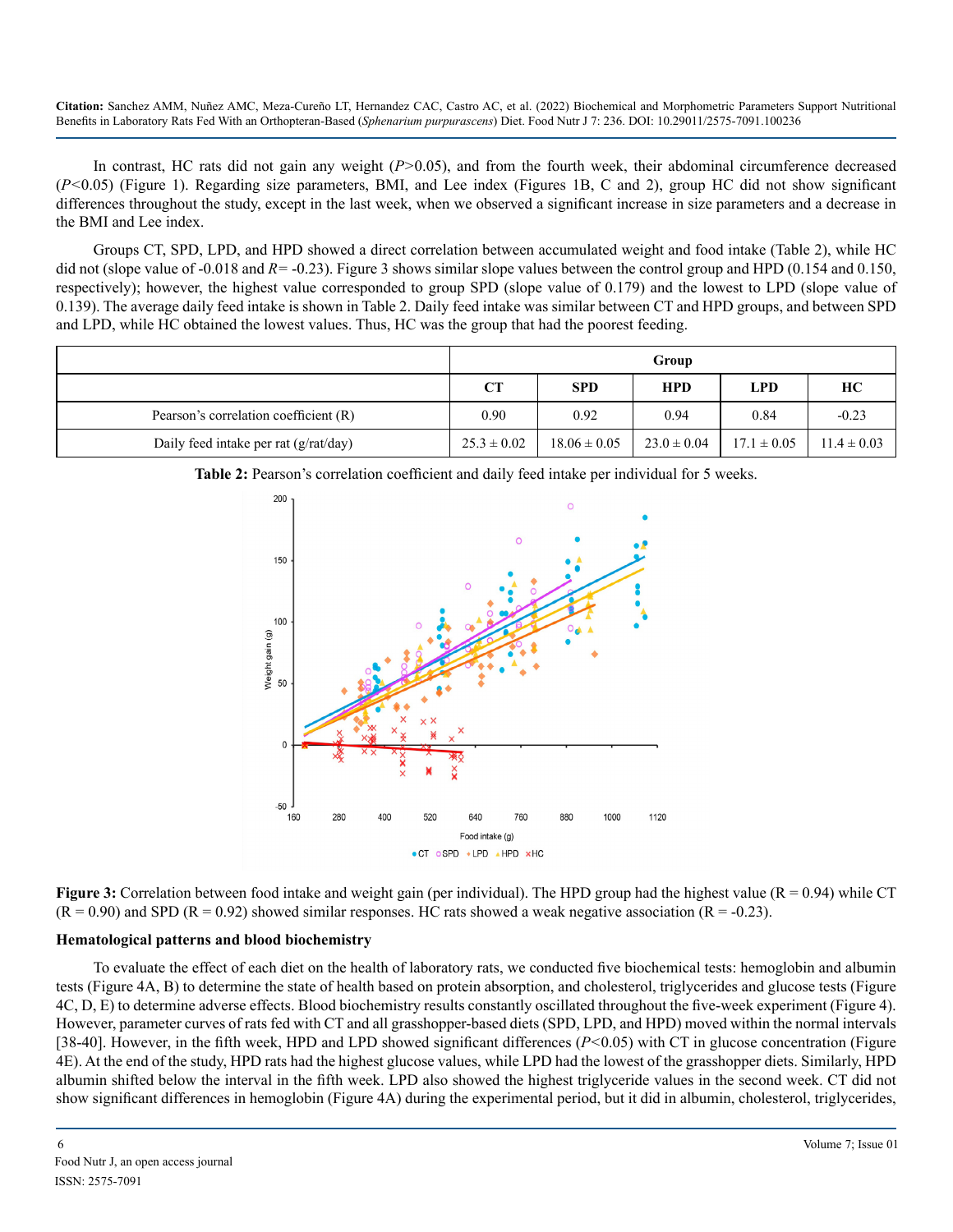In contrast, HC rats did not gain any weight ($P>0.05$), and from the fourth week, their abdominal circumference decreased ($P<0.05$) (Figure 1). Regarding size parameters, BMI, and Lee index (Figures 1B, C and 2), group HC did not show significant differences throughout the study, except in the last week, when we observed a significant increase in size parameters and a decrease in the BMI and Lee index.

Groups CT, SPD, LPD, and HPD showed a direct correlation between accumulated weight and food intake (Table 2), while HC did not (slope value of -0.018 and $R= -0.23$). Figure 3 shows similar slope values between the control group and HPD (0.154 and 0.150, respectively); however, the highest value corresponded to group SPD (slope value of 0.179) and the lowest to LPD (slope value of 0.139). The average daily feed intake is shown in Table 2. Daily feed intake was similar between CT and HPD groups, and between SPD and LPD, while HC obtained the lowest values. Thus, HC was the group that had the poorest feeding.

| | Group | | | | |
|---|---|---|---|---|---|
| | **CT** | **SPD** | **HPD** | **LPD** | **HC** |
| Pearson's correlation coefficient (R) | 0.90 | 0.92 | 0.94 | 0.84 | -0.23 |
| Daily feed intake per rat (g/rat/day) | 25.3 ± 0.02 | 18.06 ± 0.05 | 23.0 ± 0.04 | 17.1 ± 0.05 | 11.4 ± 0.03 |

**Table 2:** Pearson's correlation coefficient and daily feed intake per individual for 5 weeks.

**Figure 3:** Correlation between food intake and weight gain (per individual). The HPD group had the highest value (R = 0.94) while CT (R = 0.90) and SPD (R = 0.92) showed similar responses. HC rats showed a weak negative association (R = -0.23).

## Hematological patterns and blood biochemistry

To evaluate the effect of each diet on the health of laboratory rats, we conducted five biochemical tests: hemoglobin and albumin tests (Figure 4A, B) to determine the state of health based on protein absorption, and cholesterol, triglycerides and glucose tests (Figure 4C, D, E) to determine adverse effects. Blood biochemistry results constantly oscillated throughout the five-week experiment (Figure 4). However, parameter curves of rats fed with CT and all grasshopper-based diets (SPD, LPD, and HPD) moved within the normal intervals [38-40]. However, in the fifth week, HPD and LPD showed significant differences ($P<0.05$) with CT in glucose concentration (Figure 4E). At the end of the study, HPD rats had the highest glucose values, while LPD had the lowest of the grasshopper diets. Similarly, HPD albumin shifted below the interval in the fifth week. LPD also showed the highest triglyceride values in the second week. CT did not show significant differences in hemoglobin (Figure 4A) during the experimental period, but it did in albumin, cholesterol, triglycerides,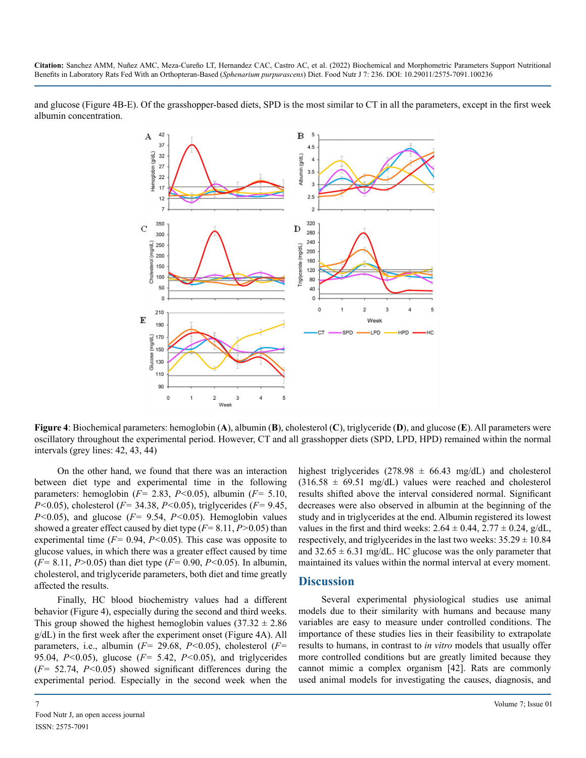and glucose (Figure 4B-E). Of the grasshopper-based diets, SPD is the most similar to CT in all the parameters, except in the first week albumin concentration.

**Figure 4**: Biochemical parameters: hemoglobin (**A**), albumin (**B**), cholesterol (**C**), triglyceride (**D**), and glucose (**E**). All parameters were oscillatory throughout the experimental period. However, CT and all grasshopper diets (SPD, LPD, HPD) remained within the normal intervals (grey lines: 42, 43, 44)

On the other hand, we found that there was an interaction between diet type and experimental time in the following parameters: hemoglobin ($F$= 2.83, $P$<0.05), albumin ($F$= 5.10, $P$<0.05), cholesterol ($F$= 34.38, $P$<0.05), triglycerides ($F$= 9.45, $P$<0.05), and glucose ($F$= 9.54, $P$<0.05). Hemoglobin values showed a greater effect caused by diet type ($F$= 8.11, $P$>0.05) than experimental time ($F$= 0.94, $P$<0.05). This case was opposite to glucose values, in which there was a greater effect caused by time ($F$= 8.11, $P$>0.05) than diet type ($F$= 0.90, $P$<0.05). In albumin, cholesterol, and triglyceride parameters, both diet and time greatly affected the results.

Finally, HC blood biochemistry values had a different behavior (Figure 4), especially during the second and third weeks. This group showed the highest hemoglobin values (37.32 ± 2.86 g/dL) in the first week after the experiment onset (Figure 4A). All parameters, i.e., albumin ($F$= 29.68, $P$<0.05), cholesterol ($F$= 95.04, $P$<0.05), glucose ($F$= 5.42, $P$<0.05), and triglycerides ($F$= 52.74, $P$<0.05) showed significant differences during the experimental period. Especially in the second week when the highest triglycerides (278.98 ± 66.43 mg/dL) and cholesterol (316.58 ± 69.51 mg/dL) values were reached and cholesterol results shifted above the interval considered normal. Significant decreases were also observed in albumin at the beginning of the study and in triglycerides at the end. Albumin registered its lowest values in the first and third weeks: 2.64 ± 0.44, 2.77 ± 0.24, g/dL, respectively, and triglycerides in the last two weeks: 35.29 ± 10.84 and 32.65 ± 6.31 mg/dL. HC glucose was the only parameter that maintained its values within the normal interval at every moment.

## Discussion

Several experimental physiological studies use animal models due to their similarity with humans and because many variables are easy to measure under controlled conditions. The importance of these studies lies in their feasibility to extrapolate results to humans, in contrast to *in vitro* models that usually offer more controlled conditions but are greatly limited because they cannot mimic a complex organism [42]. Rats are commonly used animal models for investigating the causes, diagnosis, and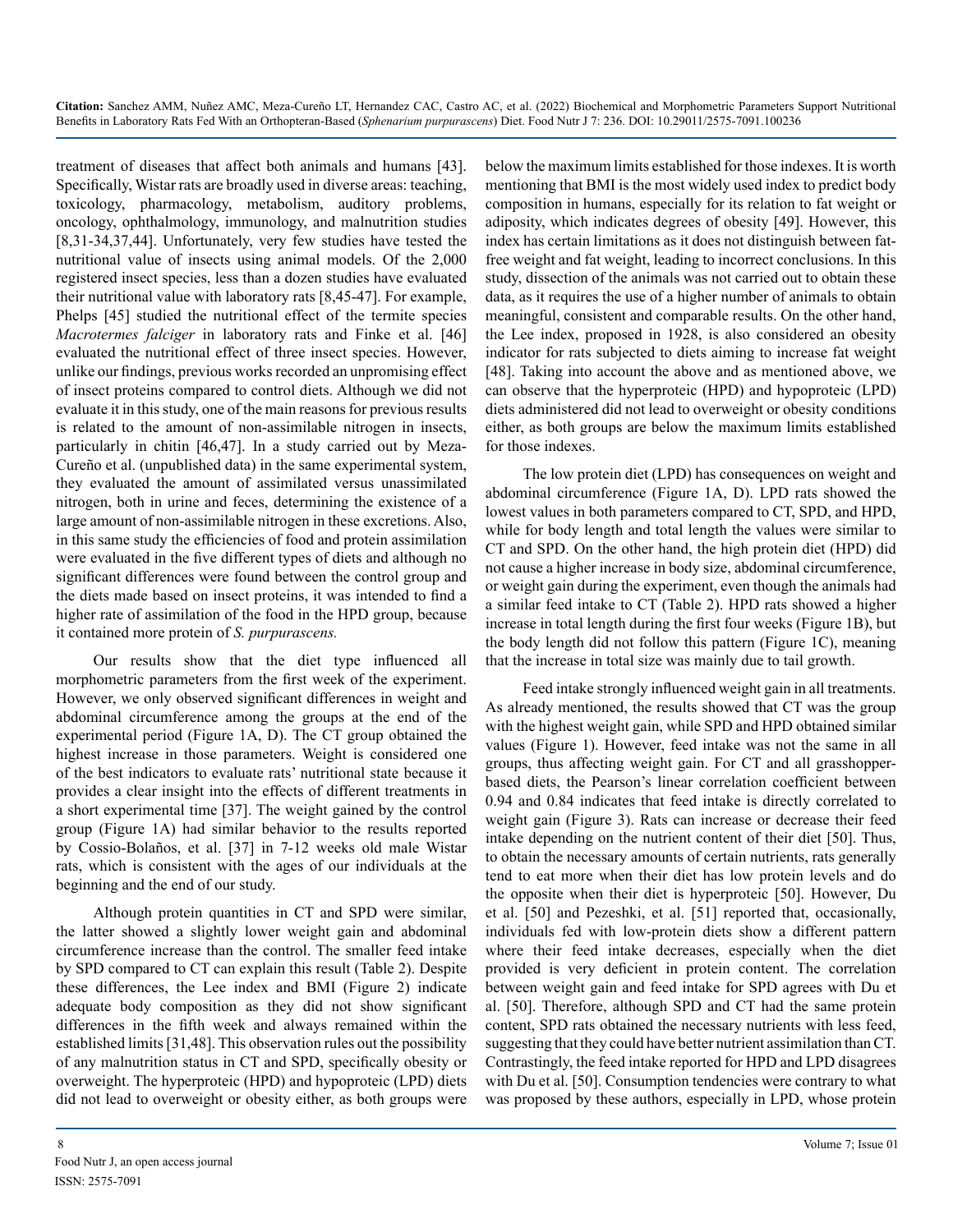treatment of diseases that affect both animals and humans [43]. Specifically, Wistar rats are broadly used in diverse areas: teaching, toxicology, pharmacology, metabolism, auditory problems, oncology, ophthalmology, immunology, and malnutrition studies [8,31-34,37,44]. Unfortunately, very few studies have tested the nutritional value of insects using animal models. Of the 2,000 registered insect species, less than a dozen studies have evaluated their nutritional value with laboratory rats [8,45-47]. For example, Phelps [45] studied the nutritional effect of the termite species *Macrotermes falciger* in laboratory rats and Finke et al. [46] evaluated the nutritional effect of three insect species. However, unlike our findings, previous works recorded an unpromising effect of insect proteins compared to control diets. Although we did not evaluate it in this study, one of the main reasons for previous results is related to the amount of non-assimilable nitrogen in insects, particularly in chitin [46,47]. In a study carried out by Meza-Cureño et al. (unpublished data) in the same experimental system, they evaluated the amount of assimilated versus unassimilated nitrogen, both in urine and feces, determining the existence of a large amount of non-assimilable nitrogen in these excretions. Also, in this same study the efficiencies of food and protein assimilation were evaluated in the five different types of diets and although no significant differences were found between the control group and the diets made based on insect proteins, it was intended to find a higher rate of assimilation of the food in the HPD group, because it contained more protein of *S. purpurascens.*

Our results show that the diet type influenced all morphometric parameters from the first week of the experiment. However, we only observed significant differences in weight and abdominal circumference among the groups at the end of the experimental period (Figure 1A, D). The CT group obtained the highest increase in those parameters. Weight is considered one of the best indicators to evaluate rats' nutritional state because it provides a clear insight into the effects of different treatments in a short experimental time [37]. The weight gained by the control group (Figure 1A) had similar behavior to the results reported by Cossio-Bolaños, et al. [37] in 7-12 weeks old male Wistar rats, which is consistent with the ages of our individuals at the beginning and the end of our study.

Although protein quantities in CT and SPD were similar, the latter showed a slightly lower weight gain and abdominal circumference increase than the control. The smaller feed intake by SPD compared to CT can explain this result (Table 2). Despite these differences, the Lee index and BMI (Figure 2) indicate adequate body composition as they did not show significant differences in the fifth week and always remained within the established limits [31,48]. This observation rules out the possibility of any malnutrition status in CT and SPD, specifically obesity or overweight. The hyperproteic (HPD) and hypoproteic (LPD) diets did not lead to overweight or obesity either, as both groups were below the maximum limits established for those indexes. It is worth mentioning that BMI is the most widely used index to predict body composition in humans, especially for its relation to fat weight or adiposity, which indicates degrees of obesity [49]. However, this index has certain limitations as it does not distinguish between fat-free weight and fat weight, leading to incorrect conclusions. In this study, dissection of the animals was not carried out to obtain these data, as it requires the use of a higher number of animals to obtain meaningful, consistent and comparable results. On the other hand, the Lee index, proposed in 1928, is also considered an obesity indicator for rats subjected to diets aiming to increase fat weight [48]. Taking into account the above and as mentioned above, we can observe that the hyperproteic (HPD) and hypoproteic (LPD) diets administered did not lead to overweight or obesity conditions either, as both groups are below the maximum limits established for those indexes.

The low protein diet (LPD) has consequences on weight and abdominal circumference (Figure 1A, D). LPD rats showed the lowest values in both parameters compared to CT, SPD, and HPD, while for body length and total length the values were similar to CT and SPD. On the other hand, the high protein diet (HPD) did not cause a higher increase in body size, abdominal circumference, or weight gain during the experiment, even though the animals had a similar feed intake to CT (Table 2). HPD rats showed a higher increase in total length during the first four weeks (Figure 1B), but the body length did not follow this pattern (Figure 1C), meaning that the increase in total size was mainly due to tail growth.

Feed intake strongly influenced weight gain in all treatments. As already mentioned, the results showed that CT was the group with the highest weight gain, while SPD and HPD obtained similar values (Figure 1). However, feed intake was not the same in all groups, thus affecting weight gain. For CT and all grasshopper-based diets, the Pearson's linear correlation coefficient between 0.94 and 0.84 indicates that feed intake is directly correlated to weight gain (Figure 3). Rats can increase or decrease their feed intake depending on the nutrient content of their diet [50]. Thus, to obtain the necessary amounts of certain nutrients, rats generally tend to eat more when their diet has low protein levels and do the opposite when their diet is hyperproteic [50]. However, Du et al. [50] and Pezeshki, et al. [51] reported that, occasionally, individuals fed with low-protein diets show a different pattern where their feed intake decreases, especially when the diet provided is very deficient in protein content. The correlation between weight gain and feed intake for SPD agrees with Du et al. [50]. Therefore, although SPD and CT had the same protein content, SPD rats obtained the necessary nutrients with less feed, suggesting that they could have better nutrient assimilation than CT. Contrastingly, the feed intake reported for HPD and LPD disagrees with Du et al. [50]. Consumption tendencies were contrary to what was proposed by these authors, especially in LPD, whose protein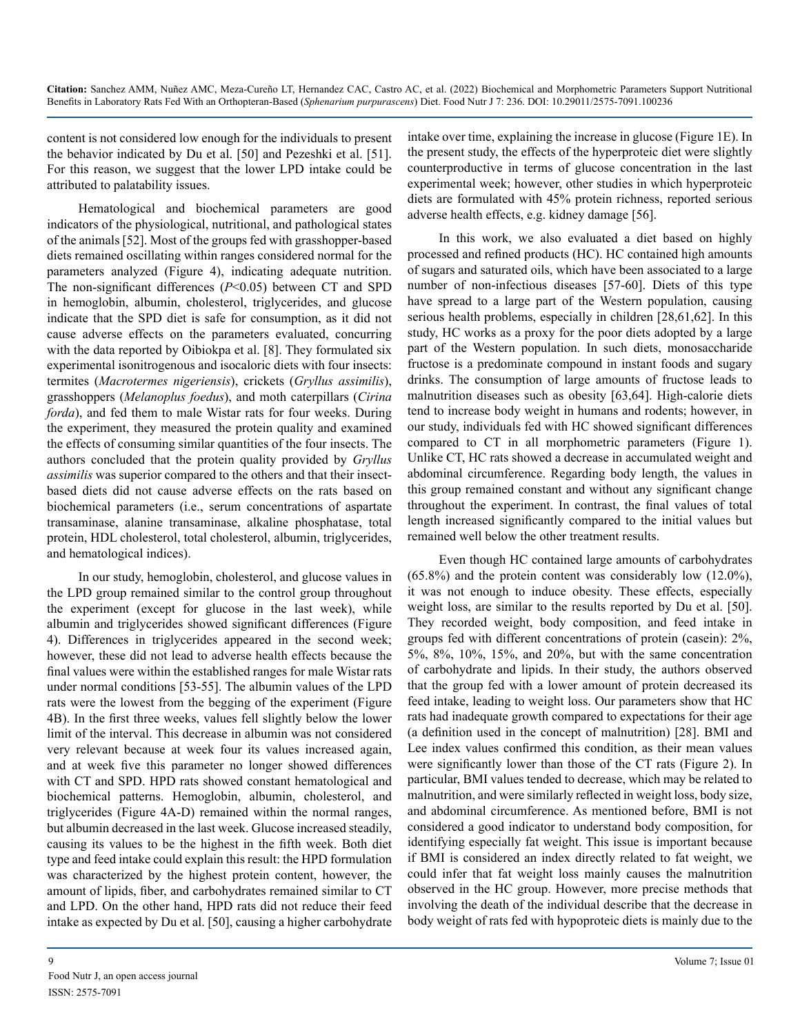content is not considered low enough for the individuals to present the behavior indicated by Du et al. [50] and Pezeshki et al. [51]. For this reason, we suggest that the lower LPD intake could be attributed to palatability issues.

Hematological and biochemical parameters are good indicators of the physiological, nutritional, and pathological states of the animals [52]. Most of the groups fed with grasshopper-based diets remained oscillating within ranges considered normal for the parameters analyzed (Figure 4), indicating adequate nutrition. The non-significant differences ($P$<0.05) between CT and SPD in hemoglobin, albumin, cholesterol, triglycerides, and glucose indicate that the SPD diet is safe for consumption, as it did not cause adverse effects on the parameters evaluated, concurring with the data reported by Oibiokpa et al. [8]. They formulated six experimental isonitrogenous and isocaloric diets with four insects: termites (*Macrotermes nigeriensis*), crickets (*Gryllus assimilis*), grasshoppers (*Melanoplus foedus*), and moth caterpillars (*Cirina forda*), and fed them to male Wistar rats for four weeks. During the experiment, they measured the protein quality and examined the effects of consuming similar quantities of the four insects. The authors concluded that the protein quality provided by *Gryllus assimilis* was superior compared to the others and that their insect-based diets did not cause adverse effects on the rats based on biochemical parameters (i.e., serum concentrations of aspartate transaminase, alanine transaminase, alkaline phosphatase, total protein, HDL cholesterol, total cholesterol, albumin, triglycerides, and hematological indices).

In our study, hemoglobin, cholesterol, and glucose values in the LPD group remained similar to the control group throughout the experiment (except for glucose in the last week), while albumin and triglycerides showed significant differences (Figure 4). Differences in triglycerides appeared in the second week; however, these did not lead to adverse health effects because the final values were within the established ranges for male Wistar rats under normal conditions [53-55]. The albumin values of the LPD rats were the lowest from the begging of the experiment (Figure 4B). In the first three weeks, values fell slightly below the lower limit of the interval. This decrease in albumin was not considered very relevant because at week four its values increased again, and at week five this parameter no longer showed differences with CT and SPD. HPD rats showed constant hematological and biochemical patterns. Hemoglobin, albumin, cholesterol, and triglycerides (Figure 4A-D) remained within the normal ranges, but albumin decreased in the last week. Glucose increased steadily, causing its values to be the highest in the fifth week. Both diet type and feed intake could explain this result: the HPD formulation was characterized by the highest protein content, however, the amount of lipids, fiber, and carbohydrates remained similar to CT and LPD. On the other hand, HPD rats did not reduce their feed intake as expected by Du et al. [50], causing a higher carbohydrate intake over time, explaining the increase in glucose (Figure 1E). In the present study, the effects of the hyperproteic diet were slightly counterproductive in terms of glucose concentration in the last experimental week; however, other studies in which hyperproteic diets are formulated with 45% protein richness, reported serious adverse health effects, e.g. kidney damage [56].

In this work, we also evaluated a diet based on highly processed and refined products (HC). HC contained high amounts of sugars and saturated oils, which have been associated to a large number of non-infectious diseases [57-60]. Diets of this type have spread to a large part of the Western population, causing serious health problems, especially in children [28,61,62]. In this study, HC works as a proxy for the poor diets adopted by a large part of the Western population. In such diets, monosaccharide fructose is a predominate compound in instant foods and sugary drinks. The consumption of large amounts of fructose leads to malnutrition diseases such as obesity [63,64]. High-calorie diets tend to increase body weight in humans and rodents; however, in our study, individuals fed with HC showed significant differences compared to CT in all morphometric parameters (Figure 1). Unlike CT, HC rats showed a decrease in accumulated weight and abdominal circumference. Regarding body length, the values in this group remained constant and without any significant change throughout the experiment. In contrast, the final values of total length increased significantly compared to the initial values but remained well below the other treatment results.

Even though HC contained large amounts of carbohydrates (65.8%) and the protein content was considerably low (12.0%), it was not enough to induce obesity. These effects, especially weight loss, are similar to the results reported by Du et al. [50]. They recorded weight, body composition, and feed intake in groups fed with different concentrations of protein (casein): 2%, 5%, 8%, 10%, 15%, and 20%, but with the same concentration of carbohydrate and lipids. In their study, the authors observed that the group fed with a lower amount of protein decreased its feed intake, leading to weight loss. Our parameters show that HC rats had inadequate growth compared to expectations for their age (a definition used in the concept of malnutrition) [28]. BMI and Lee index values confirmed this condition, as their mean values were significantly lower than those of the CT rats (Figure 2). In particular, BMI values tended to decrease, which may be related to malnutrition, and were similarly reflected in weight loss, body size, and abdominal circumference. As mentioned before, BMI is not considered a good indicator to understand body composition, for identifying especially fat weight. This issue is important because if BMI is considered an index directly related to fat weight, we could infer that fat weight loss mainly causes the malnutrition observed in the HC group. However, more precise methods that involving the death of the individual describe that the decrease in body weight of rats fed with hypoproteic diets is mainly due to the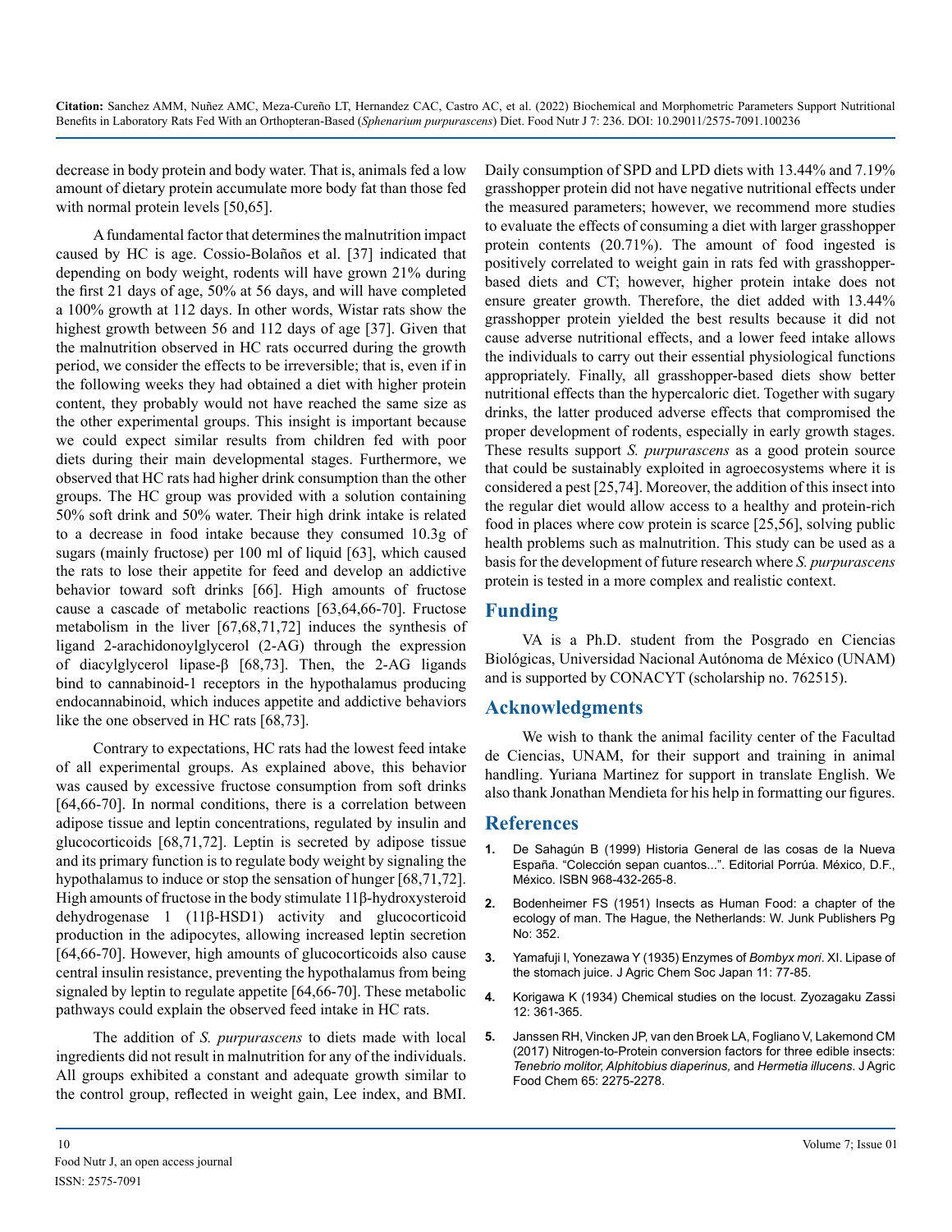decrease in body protein and body water. That is, animals fed a low amount of dietary protein accumulate more body fat than those fed with normal protein levels [50,65].

A fundamental factor that determines the malnutrition impact caused by HC is age. Cossio-Bolaños et al. [37] indicated that depending on body weight, rodents will have grown 21% during the first 21 days of age, 50% at 56 days, and will have completed a 100% growth at 112 days. In other words, Wistar rats show the highest growth between 56 and 112 days of age [37]. Given that the malnutrition observed in HC rats occurred during the growth period, we consider the effects to be irreversible; that is, even if in the following weeks they had obtained a diet with higher protein content, they probably would not have reached the same size as the other experimental groups. This insight is important because we could expect similar results from children fed with poor diets during their main developmental stages. Furthermore, we observed that HC rats had higher drink consumption than the other groups. The HC group was provided with a solution containing 50% soft drink and 50% water. Their high drink intake is related to a decrease in food intake because they consumed 10.3g of sugars (mainly fructose) per 100 ml of liquid [63], which caused the rats to lose their appetite for feed and develop an addictive behavior toward soft drinks [66]. High amounts of fructose cause a cascade of metabolic reactions [63,64,66-70]. Fructose metabolism in the liver [67,68,71,72] induces the synthesis of ligand 2-arachidonoylglycerol (2-AG) through the expression of diacylglycerol lipase-β [68,73]. Then, the 2-AG ligands bind to cannabinoid-1 receptors in the hypothalamus producing endocannabinoid, which induces appetite and addictive behaviors like the one observed in HC rats [68,73].

Contrary to expectations, HC rats had the lowest feed intake of all experimental groups. As explained above, this behavior was caused by excessive fructose consumption from soft drinks [64,66-70]. In normal conditions, there is a correlation between adipose tissue and leptin concentrations, regulated by insulin and glucocorticoids [68,71,72]. Leptin is secreted by adipose tissue and its primary function is to regulate body weight by signaling the hypothalamus to induce or stop the sensation of hunger [68,71,72]. High amounts of fructose in the body stimulate 11β-hydroxysteroid dehydrogenase 1 (11β-HSD1) activity and glucocorticoid production in the adipocytes, allowing increased leptin secretion [64,66-70]. However, high amounts of glucocorticoids also cause central insulin resistance, preventing the hypothalamus from being signaled by leptin to regulate appetite [64,66-70]. These metabolic pathways could explain the observed feed intake in HC rats.

The addition of *S. purpurascens* to diets made with local ingredients did not result in malnutrition for any of the individuals. All groups exhibited a constant and adequate growth similar to the control group, reflected in weight gain, Lee index, and BMI. Daily consumption of SPD and LPD diets with 13.44% and 7.19% grasshopper protein did not have negative nutritional effects under the measured parameters; however, we recommend more studies to evaluate the effects of consuming a diet with larger grasshopper protein contents (20.71%). The amount of food ingested is positively correlated to weight gain in rats fed with grasshopper-based diets and CT; however, higher protein intake does not ensure greater growth. Therefore, the diet added with 13.44% grasshopper protein yielded the best results because it did not cause adverse nutritional effects, and a lower feed intake allows the individuals to carry out their essential physiological functions appropriately. Finally, all grasshopper-based diets show better nutritional effects than the hypercaloric diet. Together with sugary drinks, the latter produced adverse effects that compromised the proper development of rodents, especially in early growth stages. These results support *S. purpurascens* as a good protein source that could be sustainably exploited in agroecosystems where it is considered a pest [25,74]. Moreover, the addition of this insect into the regular diet would allow access to a healthy and protein-rich food in places where cow protein is scarce [25,56], solving public health problems such as malnutrition. This study can be used as a basis for the development of future research where *S. purpurascens* protein is tested in a more complex and realistic context.

## Funding

VA is a Ph.D. student from the Posgrado en Ciencias Biológicas, Universidad Nacional Autónoma de México (UNAM) and is supported by CONACYT (scholarship no. 762515).

## Acknowledgments

We wish to thank the animal facility center of the Facultad de Ciencias, UNAM, for their support and training in animal handling. Yuriana Martinez for support in translate English. We also thank Jonathan Mendieta for his help in formatting our figures.

## References

1. De Sahagún B (1999) Historia General de las cosas de la Nueva España. "Colección sepan cuantos...". Editorial Porrúa. México, D.F., México. ISBN 968-432-265-8.
2. Bodenheimer FS (1951) Insects as Human Food: a chapter of the ecology of man. The Hague, the Netherlands: W. Junk Publishers Pg No: 352.
3. Yamafuji I, Yonezawa Y (1935) Enzymes of *Bombyx mori*. XI. Lipase of the stomach juice. J Agric Chem Soc Japan 11: 77-85.
4. Korigawa K (1934) Chemical studies on the locust. Zyozagaku Zassi 12: 361-365.
5. Janssen RH, Vincken JP, van den Broek LA, Fogliano V, Lakemond CM (2017) Nitrogen-to-Protein conversion factors for three edible insects: *Tenebrio molitor, Alphitobius diaperinus,* and *Hermetia illucens*. J Agric Food Chem 65: 2275-2278.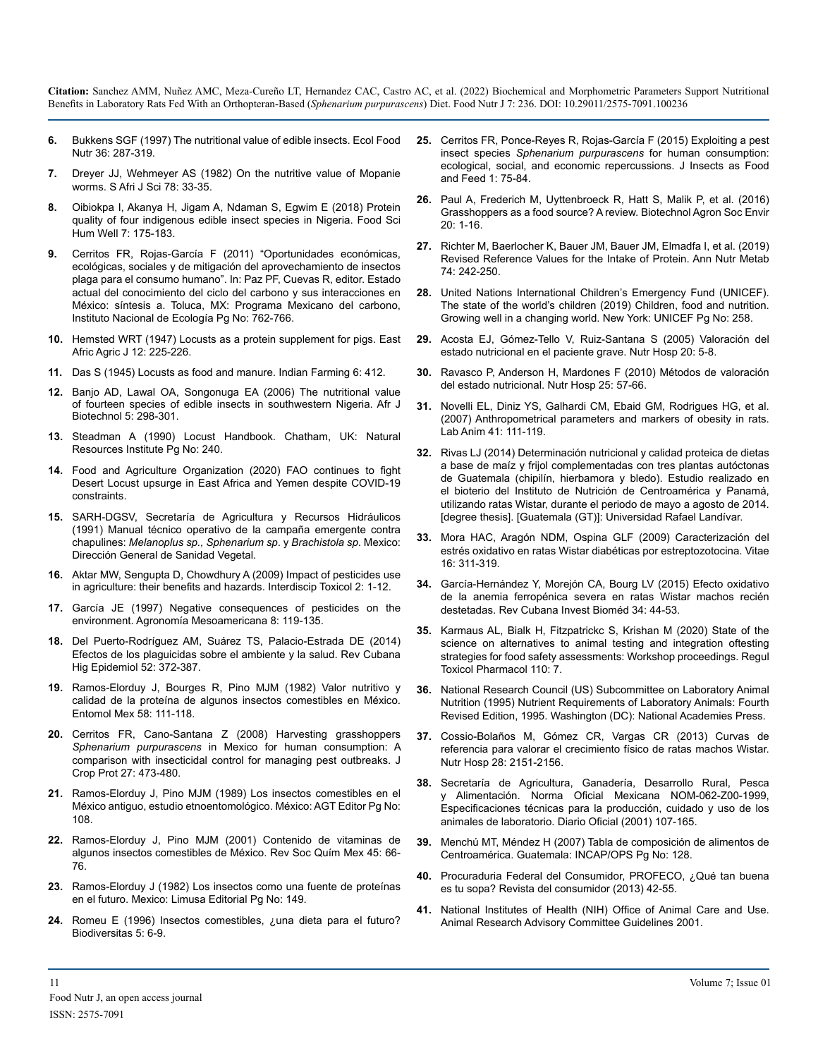6. Bukkens SGF (1997) The nutritional value of edible insects. Ecol Food Nutr 36: 287-319.
7. Dreyer JJ, Wehmeyer AS (1982) On the nutritive value of Mopanie worms. S Afri J Sci 78: 33-35.
8. Oibiokpa I, Akanya H, Jigam A, Ndaman S, Egwim E (2018) Protein quality of four indigenous edible insect species in Nigeria. Food Sci Hum Well 7: 175-183.
9. Cerritos FR, Rojas-García F (2011) "Oportunidades económicas, ecológicas, sociales y de mitigación del aprovechamiento de insectos plaga para el consumo humano". In: Paz PF, Cuevas R, editor. Estado actual del conocimiento del ciclo del carbono y sus interacciones en México: síntesis a. Toluca, MX: Programa Mexicano del carbono, Instituto Nacional de Ecología Pg No: 762-766.
10. Hemsted WRT (1947) Locusts as a protein supplement for pigs. East Afric Agric J 12: 225-226.
11. Das S (1945) Locusts as food and manure. Indian Farming 6: 412.
12. Banjo AD, Lawal OA, Songonuga EA (2006) The nutritional value of fourteen species of edible insects in southwestern Nigeria. Afr J Biotechnol 5: 298-301.
13. Steadman A (1990) Locust Handbook. Chatham, UK: Natural Resources Institute Pg No: 240.
14. Food and Agriculture Organization (2020) FAO continues to fight Desert Locust upsurge in East Africa and Yemen despite COVID-19 constraints.
15. SARH-DGSV, Secretaría de Agricultura y Recursos Hidráulicos (1991) Manual técnico operativo de la campaña emergente contra chapulines: *Melanoplus sp., Sphenarium sp.* y *Brachistola sp*. Mexico: Dirección General de Sanidad Vegetal.
16. Aktar MW, Sengupta D, Chowdhury A (2009) Impact of pesticides use in agriculture: their benefits and hazards. Interdiscip Toxicol 2: 1-12.
17. García JE (1997) Negative consequences of pesticides on the environment. Agronomía Mesoamericana 8: 119-135.
18. Del Puerto-Rodríguez AM, Suárez TS, Palacio-Estrada DE (2014) Efectos de los plaguicidas sobre el ambiente y la salud. Rev Cubana Hig Epidemiol 52: 372-387.
19. Ramos-Elorduy J, Bourges R, Pino MJM (1982) Valor nutritivo y calidad de la proteína de algunos insectos comestibles en México. Entomol Mex 58: 111-118.
20. Cerritos FR, Cano-Santana Z (2008) Harvesting grasshoppers *Sphenarium purpurascens* in Mexico for human consumption: A comparison with insecticidal control for managing pest outbreaks. J Crop Prot 27: 473-480.
21. Ramos-Elorduy J, Pino MJM (1989) Los insectos comestibles en el México antiguo, estudio etnoentomológico. México: AGT Editor Pg No: 108.
22. Ramos-Elorduy J, Pino MJM (2001) Contenido de vitaminas de algunos insectos comestibles de México. Rev Soc Quím Mex 45: 66-76.
23. Ramos-Elorduy J (1982) Los insectos como una fuente de proteínas en el futuro. Mexico: Limusa Editorial Pg No: 149.
24. Romeu E (1996) Insectos comestibles, ¿una dieta para el futuro? Biodiversitas 5: 6-9.
25. Cerritos FR, Ponce-Reyes R, Rojas-García F (2015) Exploiting a pest insect species *Sphenarium purpurascens* for human consumption: ecological, social, and economic repercussions. J Insects as Food and Feed 1: 75-84.
26. Paul A, Frederich M, Uyttenbroeck R, Hatt S, Malik P, et al. (2016) Grasshoppers as a food source? A review. Biotechnol Agron Soc Envir 20: 1-16.
27. Richter M, Baerlocher K, Bauer JM, Bauer JM, Elmadfa I, et al. (2019) Revised Reference Values for the Intake of Protein. Ann Nutr Metab 74: 242-250.
28. United Nations International Children's Emergency Fund (UNICEF). The state of the world's children (2019) Children, food and nutrition. Growing well in a changing world. New York: UNICEF Pg No: 258.
29. Acosta EJ, Gómez-Tello V, Ruiz-Santana S (2005) Valoración del estado nutricional en el paciente grave. Nutr Hosp 20: 5-8.
30. Ravasco P, Anderson H, Mardones F (2010) Métodos de valoración del estado nutricional. Nutr Hosp 25: 57-66.
31. Novelli EL, Diniz YS, Galhardi CM, Ebaid GM, Rodrigues HG, et al. (2007) Anthropometrical parameters and markers of obesity in rats. Lab Anim 41: 111-119.
32. Rivas LJ (2014) Determinación nutricional y calidad proteica de dietas a base de maíz y frijol complementadas con tres plantas autóctonas de Guatemala (chipilín, hierbamora y bledo). Estudio realizado en el bioterio del Instituto de Nutrición de Centroamérica y Panamá, utilizando ratas Wistar, durante el periodo de mayo a agosto de 2014. [degree thesis]. [Guatemala (GT)]: Universidad Rafael Landívar.
33. Mora HAC, Aragón NDM, Ospina GLF (2009) Caracterización del estrés oxidativo en ratas Wistar diabéticas por estreptozotocina. Vitae 16: 311-319.
34. García-Hernández Y, Morejón CA, Bourg LV (2015) Efecto oxidativo de la anemia ferropénica severa en ratas Wistar machos recién destetadas. Rev Cubana Invest Bioméd 34: 44-53.
35. Karmaus AL, Bialk H, Fitzpatrickc S, Krishan M (2020) State of the science on alternatives to animal testing and integration oftesting strategies for food safety assessments: Workshop proceedings. Regul Toxicol Pharmacol 110: 7.
36. National Research Council (US) Subcommittee on Laboratory Animal Nutrition (1995) Nutrient Requirements of Laboratory Animals: Fourth Revised Edition, 1995. Washington (DC): National Academies Press.
37. Cossio-Bolaños M, Gómez CR, Vargas CR (2013) Curvas de referencia para valorar el crecimiento físico de ratas machos Wistar. Nutr Hosp 28: 2151-2156.
38. Secretaría de Agricultura, Ganadería, Desarrollo Rural, Pesca y Alimentación. Norma Oficial Mexicana NOM-062-Z00-1999, Especificaciones técnicas para la producción, cuidado y uso de los animales de laboratorio. Diario Oficial (2001) 107-165.
39. Menchú MT, Méndez H (2007) Tabla de composición de alimentos de Centroamérica. Guatemala: INCAP/OPS Pg No: 128.
40. Procuraduria Federal del Consumidor, PROFECO, ¿Qué tan buena es tu sopa? Revista del consumidor (2013) 42-55.
41. National Institutes of Health (NIH) Office of Animal Care and Use. Animal Research Advisory Committee Guidelines 2001.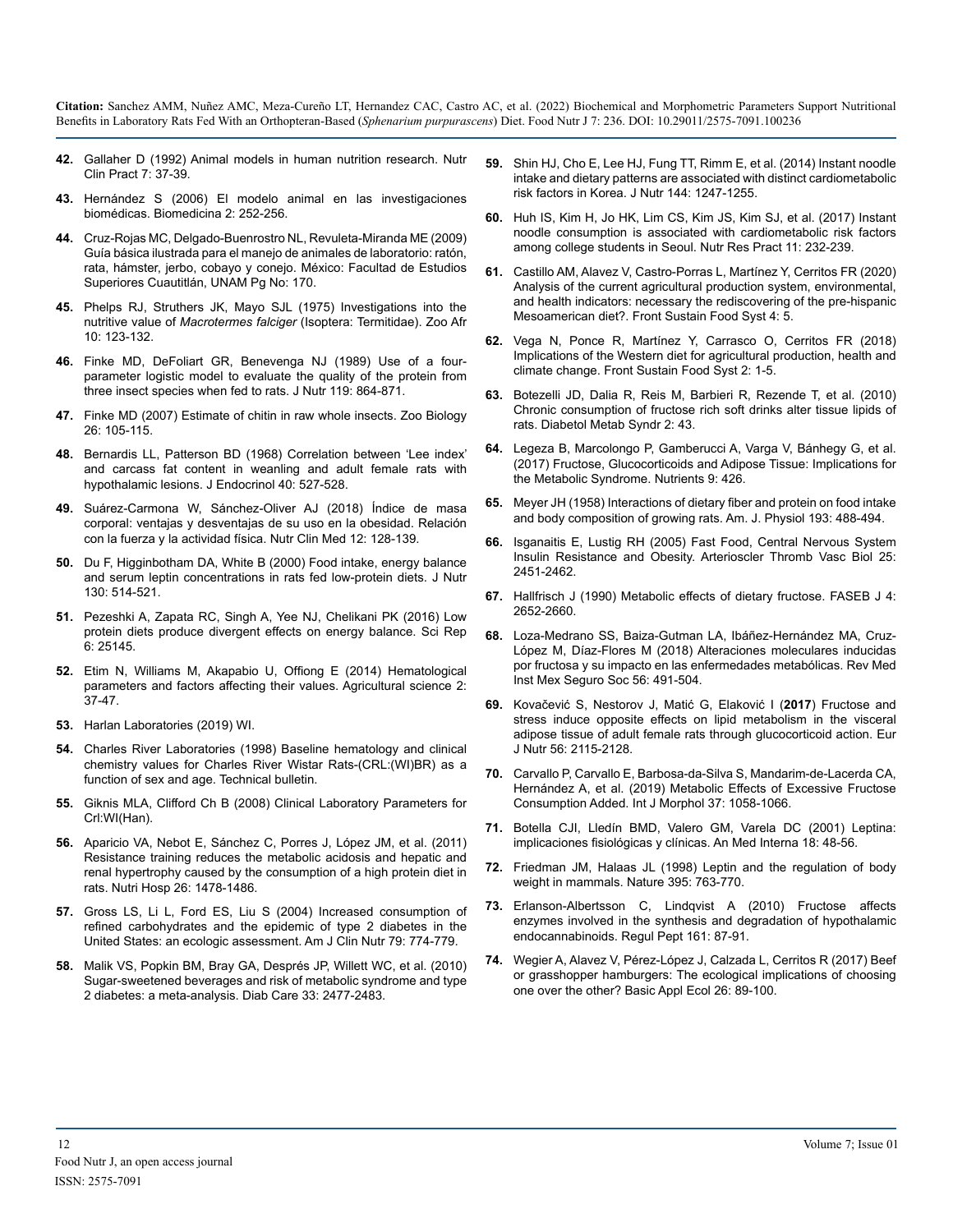42. Gallaher D (1992) Animal models in human nutrition research. Nutr Clin Pract 7: 37-39.

43. Hernández S (2006) El modelo animal en las investigaciones biomédicas. Biomedicina 2: 252-256.

44. Cruz-Rojas MC, Delgado-Buenrostro NL, Revuleta-Miranda ME (2009) Guía básica ilustrada para el manejo de animales de laboratorio: ratón, rata, hámster, jerbo, cobayo y conejo. México: Facultad de Estudios Superiores Cuautitlán, UNAM Pg No: 170.

45. Phelps RJ, Struthers JK, Mayo SJL (1975) Investigations into the nutritive value of *Macrotermes falciger* (Isoptera: Termitidae). Zoo Afr 10: 123-132.

46. Finke MD, DeFoliart GR, Benevenga NJ (1989) Use of a four-parameter logistic model to evaluate the quality of the protein from three insect species when fed to rats. J Nutr 119: 864-871.

47. Finke MD (2007) Estimate of chitin in raw whole insects. Zoo Biology 26: 105-115.

48. Bernardis LL, Patterson BD (1968) Correlation between 'Lee index' and carcass fat content in weanling and adult female rats with hypothalamic lesions. J Endocrinol 40: 527-528.

49. Suárez-Carmona W, Sánchez-Oliver AJ (2018) Índice de masa corporal: ventajas y desventajas de su uso en la obesidad. Relación con la fuerza y la actividad física. Nutr Clin Med 12: 128-139.

50. Du F, Higginbotham DA, White B (2000) Food intake, energy balance and serum leptin concentrations in rats fed low-protein diets. J Nutr 130: 514-521.

51. Pezeshki A, Zapata RC, Singh A, Yee NJ, Chelikani PK (2016) Low protein diets produce divergent effects on energy balance. Sci Rep 6: 25145.

52. Etim N, Williams M, Akapabio U, Offiong E (2014) Hematological parameters and factors affecting their values. Agricultural science 2: 37-47.

53. Harlan Laboratories (2019) WI.

54. Charles River Laboratories (1998) Baseline hematology and clinical chemistry values for Charles River Wistar Rats-(CRL:(WI)BR) as a function of sex and age. Technical bulletin.

55. Giknis MLA, Clifford Ch B (2008) Clinical Laboratory Parameters for Crl:WI(Han).

56. Aparicio VA, Nebot E, Sánchez C, Porres J, López JM, et al. (2011) Resistance training reduces the metabolic acidosis and hepatic and renal hypertrophy caused by the consumption of a high protein diet in rats. Nutri Hosp 26: 1478-1486.

57. Gross LS, Li L, Ford ES, Liu S (2004) Increased consumption of refined carbohydrates and the epidemic of type 2 diabetes in the United States: an ecologic assessment. Am J Clin Nutr 79: 774-779.

58. Malik VS, Popkin BM, Bray GA, Després JP, Willett WC, et al. (2010) Sugar-sweetened beverages and risk of metabolic syndrome and type 2 diabetes: a meta-analysis. Diab Care 33: 2477-2483.

59. Shin HJ, Cho E, Lee HJ, Fung TT, Rimm E, et al. (2014) Instant noodle intake and dietary patterns are associated with distinct cardiometabolic risk factors in Korea. J Nutr 144: 1247-1255.

60. Huh IS, Kim H, Jo HK, Lim CS, Kim JS, Kim SJ, et al. (2017) Instant noodle consumption is associated with cardiometabolic risk factors among college students in Seoul. Nutr Res Pract 11: 232-239.

61. Castillo AM, Alavez V, Castro-Porras L, Martínez Y, Cerritos FR (2020) Analysis of the current agricultural production system, environmental, and health indicators: necessary the rediscovering of the pre-hispanic Mesoamerican diet?. Front Sustain Food Syst 4: 5.

62. Vega N, Ponce R, Martínez Y, Carrasco O, Cerritos FR (2018) Implications of the Western diet for agricultural production, health and climate change. Front Sustain Food Syst 2: 1-5.

63. Botezelli JD, Dalia R, Reis M, Barbieri R, Rezende T, et al. (2010) Chronic consumption of fructose rich soft drinks alter tissue lipids of rats. Diabetol Metab Syndr 2: 43.

64. Legeza B, Marcolongo P, Gamberucci A, Varga V, Bánhegy G, et al. (2017) Fructose, Glucocorticoids and Adipose Tissue: Implications for the Metabolic Syndrome. Nutrients 9: 426.

65. Meyer JH (1958) Interactions of dietary fiber and protein on food intake and body composition of growing rats. Am. J. Physiol 193: 488-494.

66. Isganaitis E, Lustig RH (2005) Fast Food, Central Nervous System Insulin Resistance and Obesity. Arterioscler Thromb Vasc Biol 25: 2451-2462.

67. Hallfrisch J (1990) Metabolic effects of dietary fructose. FASEB J 4: 2652-2660.

68. Loza-Medrano SS, Baiza-Gutman LA, Ibáñez-Hernández MA, Cruz-López M, Díaz-Flores M (2018) Alteraciones moleculares inducidas por fructosa y su impacto en las enfermedades metabólicas. Rev Med Inst Mex Seguro Soc 56: 491-504.

69. Kovačević S, Nestorov J, Matić G, Elaković I (**2017**) Fructose and stress induce opposite effects on lipid metabolism in the visceral adipose tissue of adult female rats through glucocorticoid action. Eur J Nutr 56: 2115-2128.

70. Carvallo P, Carvallo E, Barbosa-da-Silva S, Mandarim-de-Lacerda CA, Hernández A, et al. (2019) Metabolic Effects of Excessive Fructose Consumption Added. Int J Morphol 37: 1058-1066.

71. Botella CJI, Lledín BMD, Valero GM, Varela DC (2001) Leptina: implicaciones fisiológicas y clínicas. An Med Interna 18: 48-56.

72. Friedman JM, Halaas JL (1998) Leptin and the regulation of body weight in mammals. Nature 395: 763-770.

73. Erlanson-Albertsson C, Lindqvist A (2010) Fructose affects enzymes involved in the synthesis and degradation of hypothalamic endocannabinoids. Regul Pept 161: 87-91.

74. Wegier A, Alavez V, Pérez-López J, Calzada L, Cerritos R (2017) Beef or grasshopper hamburgers: The ecological implications of choosing one over the other? Basic Appl Ecol 26: 89-100.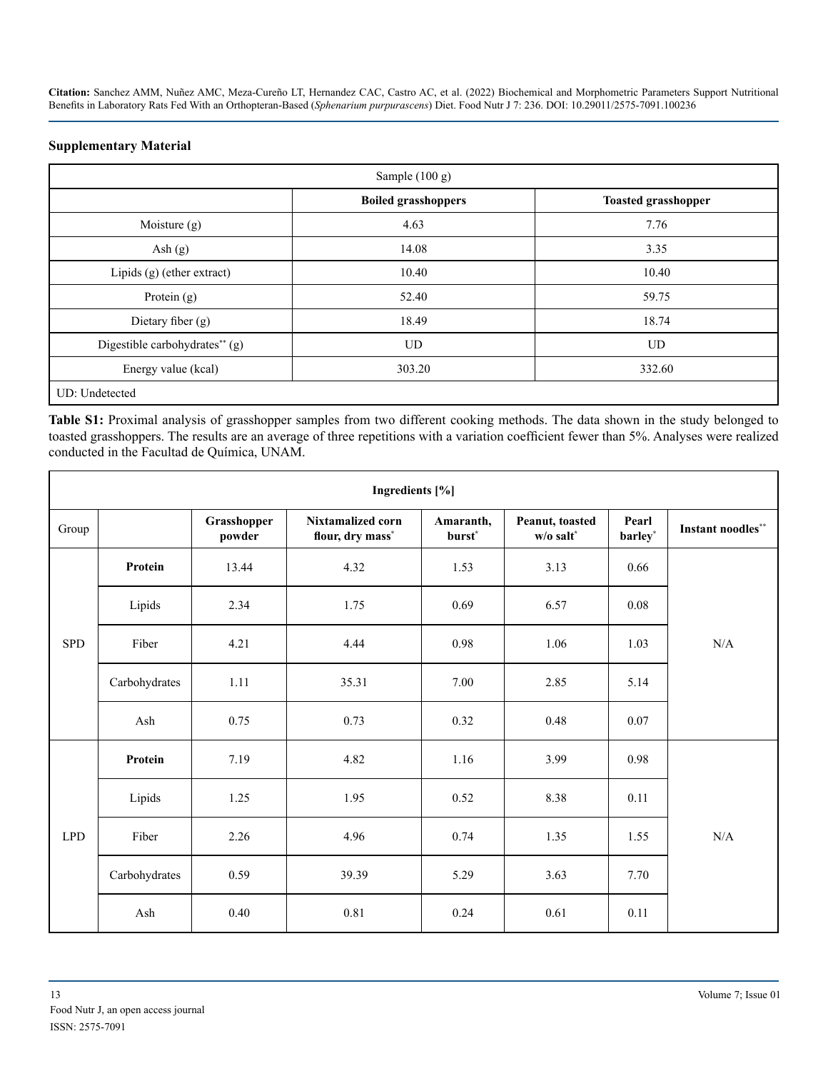Citation: Sanchez AMM, Nuñez AMC, Meza-Cureño LT, Hernandez CAC, Castro AC, et al. (2022) Biochemical and Morphometric Parameters Support Nutritional Benefits in Laboratory Rats Fed With an Orthopteran-Based (*Sphenarium purpurascens*) Diet. Food Nutr J 7: 236. DOI: 10.29011/2575-7091.100236

**Supplementary Material**

| Sample (100 g) | | |
|---|---|---|
| | **Boiled grasshoppers** | **Toasted grasshopper** |
| Moisture (g) | 4.63 | 7.76 |
| Ash (g) | 14.08 | 3.35 |
| Lipids (g) (ether extract) | 10.40 | 10.40 |
| Protein (g) | 52.40 | 59.75 |
| Dietary fiber (g) | 18.49 | 18.74 |
| Digestible carbohydrates** (g) | UD | UD |
| Energy value (kcal) | 303.20 | 332.60 |
| UD: Undetected | | |

**Table S1:** Proximal analysis of grasshopper samples from two different cooking methods. The data shown in the study belonged to toasted grasshoppers. The results are an average of three repetitions with a variation coefficient fewer than 5%. Analyses were realized conducted in the Facultad de Química, UNAM.

| Ingredients [%] | | | | | | | |
|---|---|---|---|---|---|---|---|
| Group | | **Grasshopper powder** | **Nixtamalized corn flour, dry mass*** | **Amaranth, burst*** | **Peanut, toasted w/o salt*** | **Pearl barley*** | **Instant noodles**** |
| SPD | **Protein** | 13.44 | 4.32 | 1.53 | 3.13 | 0.66 | N/A |
| | Lipids | 2.34 | 1.75 | 0.69 | 6.57 | 0.08 | |
| | Fiber | 4.21 | 4.44 | 0.98 | 1.06 | 1.03 | |
| | Carbohydrates | 1.11 | 35.31 | 7.00 | 2.85 | 5.14 | |
| | Ash | 0.75 | 0.73 | 0.32 | 0.48 | 0.07 | |
| LPD | **Protein** | 7.19 | 4.82 | 1.16 | 3.99 | 0.98 | N/A |
| | Lipids | 1.25 | 1.95 | 0.52 | 8.38 | 0.11 | |
| | Fiber | 2.26 | 4.96 | 0.74 | 1.35 | 1.55 | |
| | Carbohydrates | 0.59 | 39.39 | 5.29 | 3.63 | 7.70 | |
| | Ash | 0.40 | 0.81 | 0.24 | 0.61 | 0.11 | |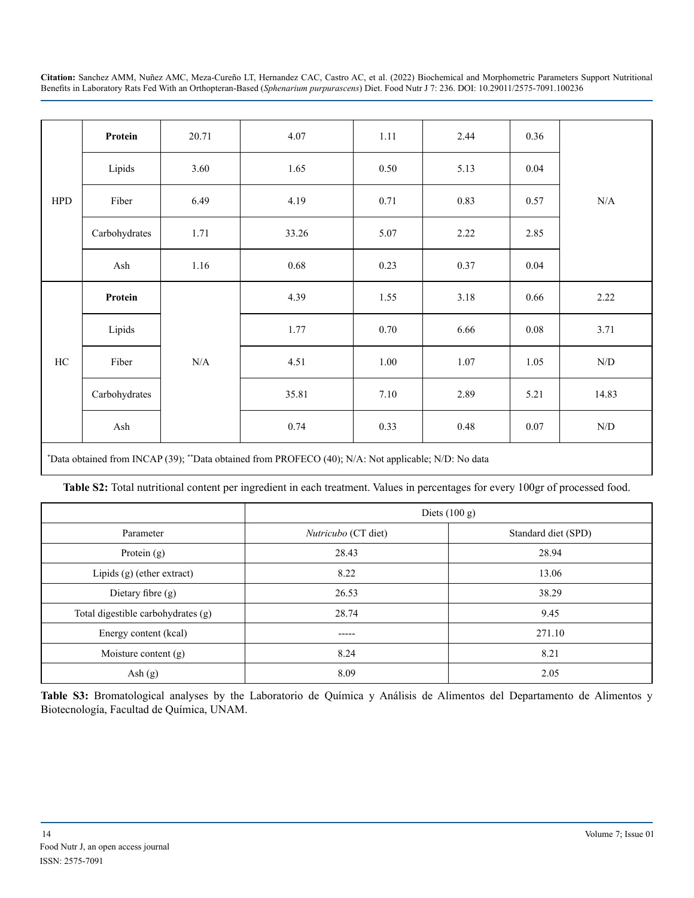| | | | | | | | |
|---|---|---|---|---|---|---|---|
| HPD | **Protein** | 20.71 | 4.07 | 1.11 | 2.44 | 0.36 | N/A |
| | Lipids | 3.60 | 1.65 | 0.50 | 5.13 | 0.04 | |
| | Fiber | 6.49 | 4.19 | 0.71 | 0.83 | 0.57 | |
| | Carbohydrates | 1.71 | 33.26 | 5.07 | 2.22 | 2.85 | |
| | Ash | 1.16 | 0.68 | 0.23 | 0.37 | 0.04 | |
| HC | **Protein** | N/A | 4.39 | 1.55 | 3.18 | 0.66 | 2.22 |
| | Lipids | | 1.77 | 0.70 | 6.66 | 0.08 | 3.71 |
| | Fiber | | 4.51 | 1.00 | 1.07 | 1.05 | N/D |
| | Carbohydrates | | 35.81 | 7.10 | 2.89 | 5.21 | 14.83 |
| | Ash | | 0.74 | 0.33 | 0.48 | 0.07 | N/D |

*Data obtained from INCAP (39); **Data obtained from PROFECO (40); N/A: Not applicable; N/D: No data

**Table S2:** Total nutritional content per ingredient in each treatment. Values in percentages for every 100gr of processed food.

| | Diets (100 g) | |
|---|---|---|
| Parameter | *Nutricubo* (CT diet) | Standard diet (SPD) |
| Protein (g) | 28.43 | 28.94 |
| Lipids (g) (ether extract) | 8.22 | 13.06 |
| Dietary fibre (g) | 26.53 | 38.29 |
| Total digestible carbohydrates (g) | 28.74 | 9.45 |
| Energy content (kcal) | ----- | 271.10 |
| Moisture content (g) | 8.24 | 8.21 |
| Ash (g) | 8.09 | 2.05 |

**Table S3:** Bromatological analyses by the Laboratorio de Química y Análisis de Alimentos del Departamento de Alimentos y Biotecnología, Facultad de Química, UNAM.